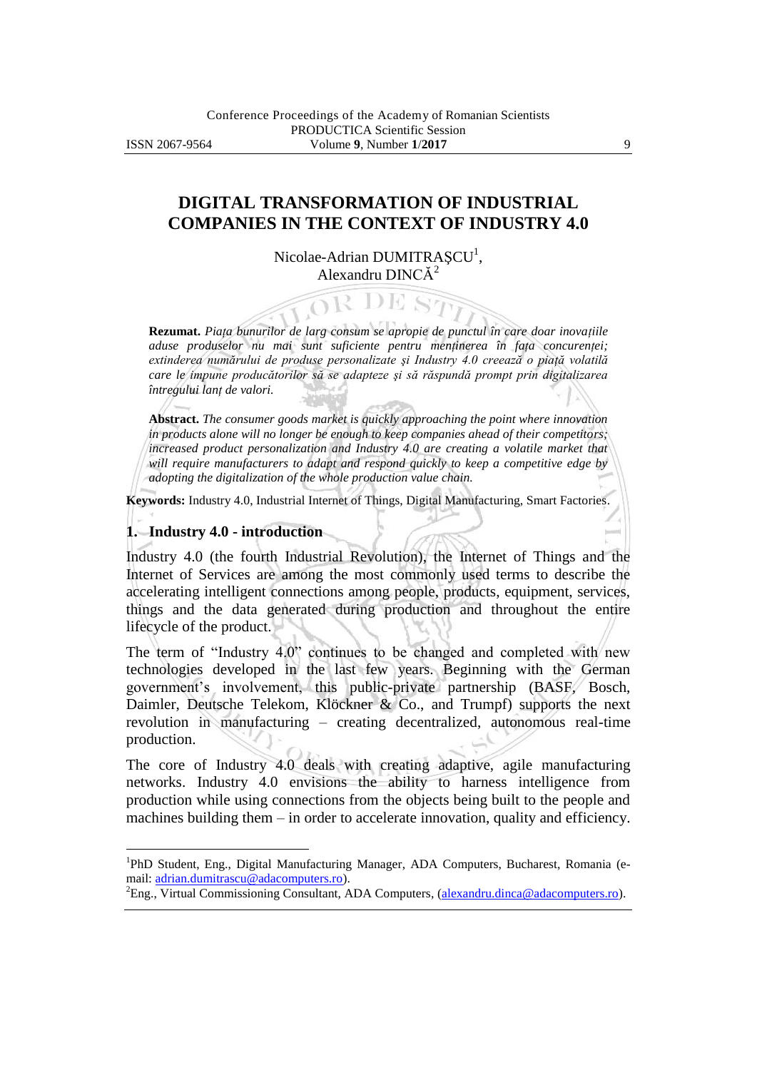# DIGITAL TRANSFORMATION OF INDUSTRIAL COMPANIES IN THE CONTEXT OF INDUSTRY 4.0

Nicolae-Adrian DUMITRAȘCU[1], Alexandru DINCĂ[2]

**Rezumat.** *Piața bunurilor de larg consum se apropie de punctul în care doar inovațiile aduse produselor nu mai sunt suficiente pentru menținerea în fața concurenței; extinderea numărului de produse personalizate și Industry 4.0 creează o piață volatilă care le impune producătorilor să se adapteze și să răspundă prompt prin digitalizarea întregului lanț de valori.*

**Abstract.** *The consumer goods market is quickly approaching the point where innovation in products alone will no longer be enough to keep companies ahead of their competitors; increased product personalization and Industry 4.0 are creating a volatile market that will require manufacturers to adapt and respond quickly to keep a competitive edge by adopting the digitalization of the whole production value chain.*

**Keywords:** Industry 4.0, Industrial Internet of Things, Digital Manufacturing, Smart Factories.

## 1. Industry 4.0 - introduction

Industry 4.0 (the fourth Industrial Revolution), the Internet of Things and the Internet of Services are among the most commonly used terms to describe the accelerating intelligent connections among people, products, equipment, services, things and the data generated during production and throughout the entire lifecycle of the product.

The term of "Industry 4.0" continues to be changed and completed with new technologies developed in the last few years. Beginning with the German government's involvement, this public-private partnership (BASF, Bosch, Daimler, Deutsche Telekom, Klöckner & Co., and Trumpf) supports the next revolution in manufacturing – creating decentralized, autonomous real-time production.

The core of Industry 4.0 deals with creating adaptive, agile manufacturing networks. Industry 4.0 envisions the ability to harness intelligence from production while using connections from the objects being built to the people and machines building them – in order to accelerate innovation, quality and efficiency.

---

[1]PhD Student, Eng., Digital Manufacturing Manager, ADA Computers, Bucharest, Romania (e-mail: adrian.dumitrascu@adacomputers.ro).

[2]Eng., Virtual Commissioning Consultant, ADA Computers, (alexandru.dinca@adacomputers.ro).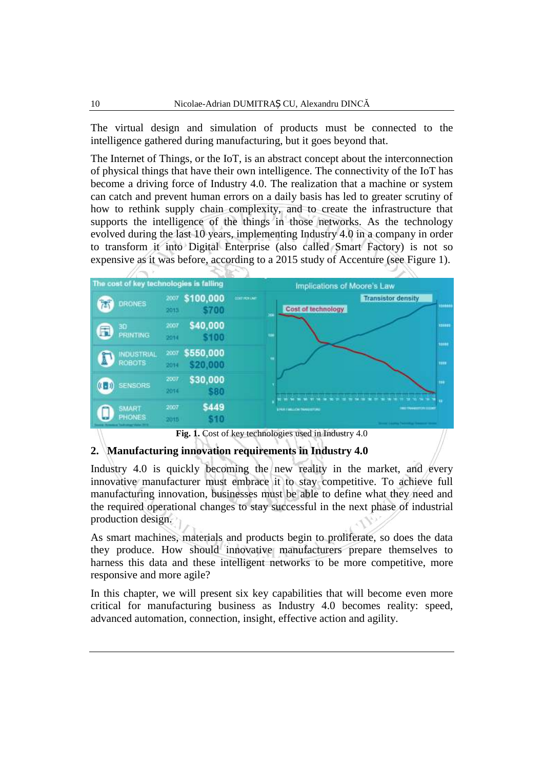The virtual design and simulation of products must be connected to the intelligence gathered during manufacturing, but it goes beyond that.

The Internet of Things, or the IoT, is an abstract concept about the interconnection of physical things that have their own intelligence. The connectivity of the IoT has become a driving force of Industry 4.0. The realization that a machine or system can catch and prevent human errors on a daily basis has led to greater scrutiny of how to rethink supply chain complexity, and to create the infrastructure that supports the intelligence of the things in those networks. As the technology evolved during the last 10 years, implementing Industry 4.0 in a company in order to transform it into Digital Enterprise (also called Smart Factory) is not so expensive as it was before, according to a 2015 study of Accenture (see Figure 1).

**Fig. 1.** Cost of key technologies used in Industry 4.0

## 2. Manufacturing innovation requirements in Industry 4.0

Industry 4.0 is quickly becoming the new reality in the market, and every innovative manufacturer must embrace it to stay competitive. To achieve full manufacturing innovation, businesses must be able to define what they need and the required operational changes to stay successful in the next phase of industrial production design.

As smart machines, materials and products begin to proliferate, so does the data they produce. How should innovative manufacturers prepare themselves to harness this data and these intelligent networks to be more competitive, more responsive and more agile?

In this chapter, we will present six key capabilities that will become even more critical for manufacturing business as Industry 4.0 becomes reality: speed, advanced automation, connection, insight, effective action and agility.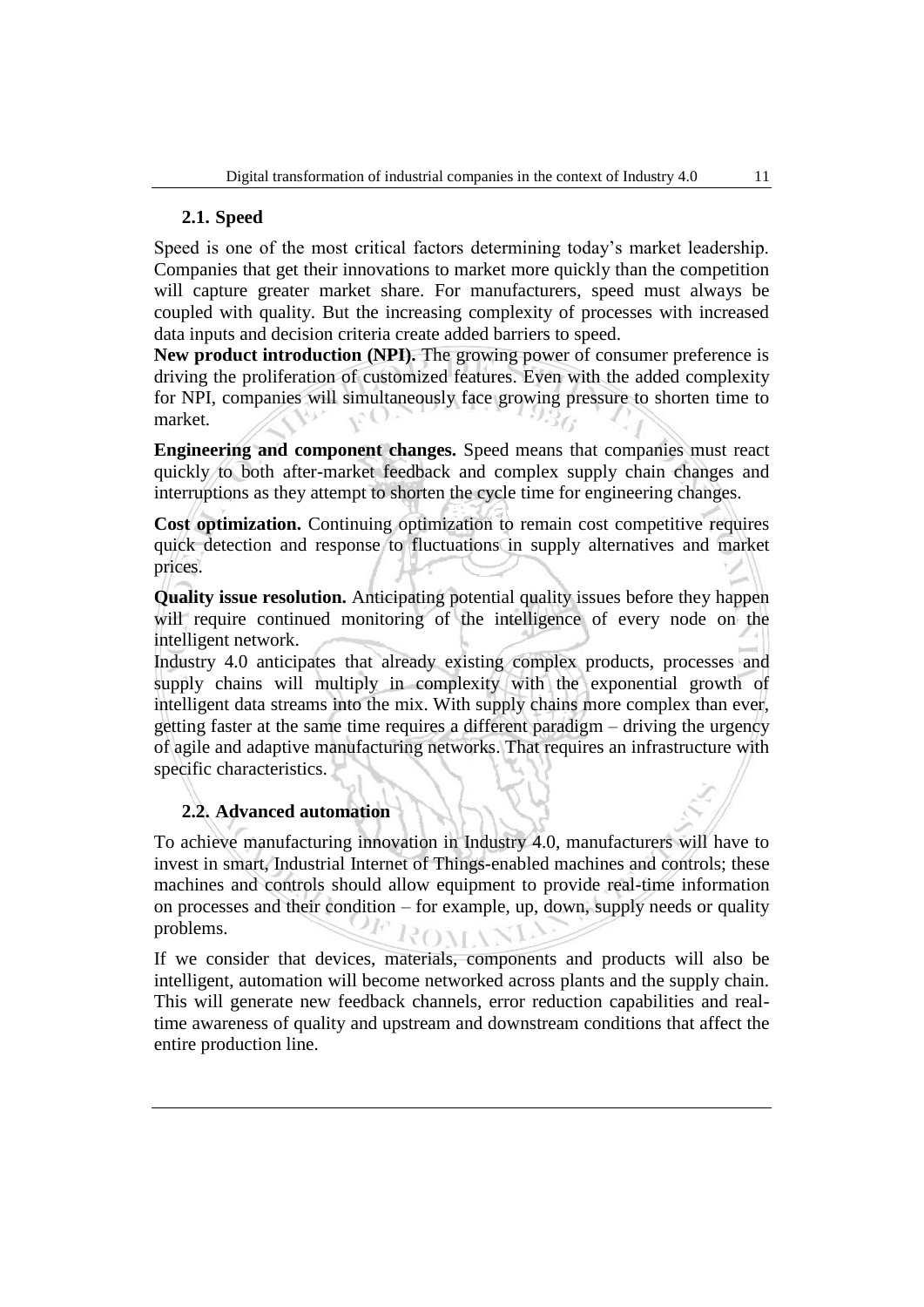### 2.1. Speed

Speed is one of the most critical factors determining today's market leadership. Companies that get their innovations to market more quickly than the competition will capture greater market share. For manufacturers, speed must always be coupled with quality. But the increasing complexity of processes with increased data inputs and decision criteria create added barriers to speed.

**New product introduction (NPI).** The growing power of consumer preference is driving the proliferation of customized features. Even with the added complexity for NPI, companies will simultaneously face growing pressure to shorten time to market.

**Engineering and component changes.** Speed means that companies must react quickly to both after-market feedback and complex supply chain changes and interruptions as they attempt to shorten the cycle time for engineering changes.

**Cost optimization.** Continuing optimization to remain cost competitive requires quick detection and response to fluctuations in supply alternatives and market prices.

**Quality issue resolution.** Anticipating potential quality issues before they happen will require continued monitoring of the intelligence of every node on the intelligent network.

Industry 4.0 anticipates that already existing complex products, processes and supply chains will multiply in complexity with the exponential growth of intelligent data streams into the mix. With supply chains more complex than ever, getting faster at the same time requires a different paradigm – driving the urgency of agile and adaptive manufacturing networks. That requires an infrastructure with specific characteristics.

### 2.2. Advanced automation

To achieve manufacturing innovation in Industry 4.0, manufacturers will have to invest in smart, Industrial Internet of Things-enabled machines and controls; these machines and controls should allow equipment to provide real-time information on processes and their condition – for example, up, down, supply needs or quality problems.

If we consider that devices, materials, components and products will also be intelligent, automation will become networked across plants and the supply chain. This will generate new feedback channels, error reduction capabilities and real-time awareness of quality and upstream and downstream conditions that affect the entire production line.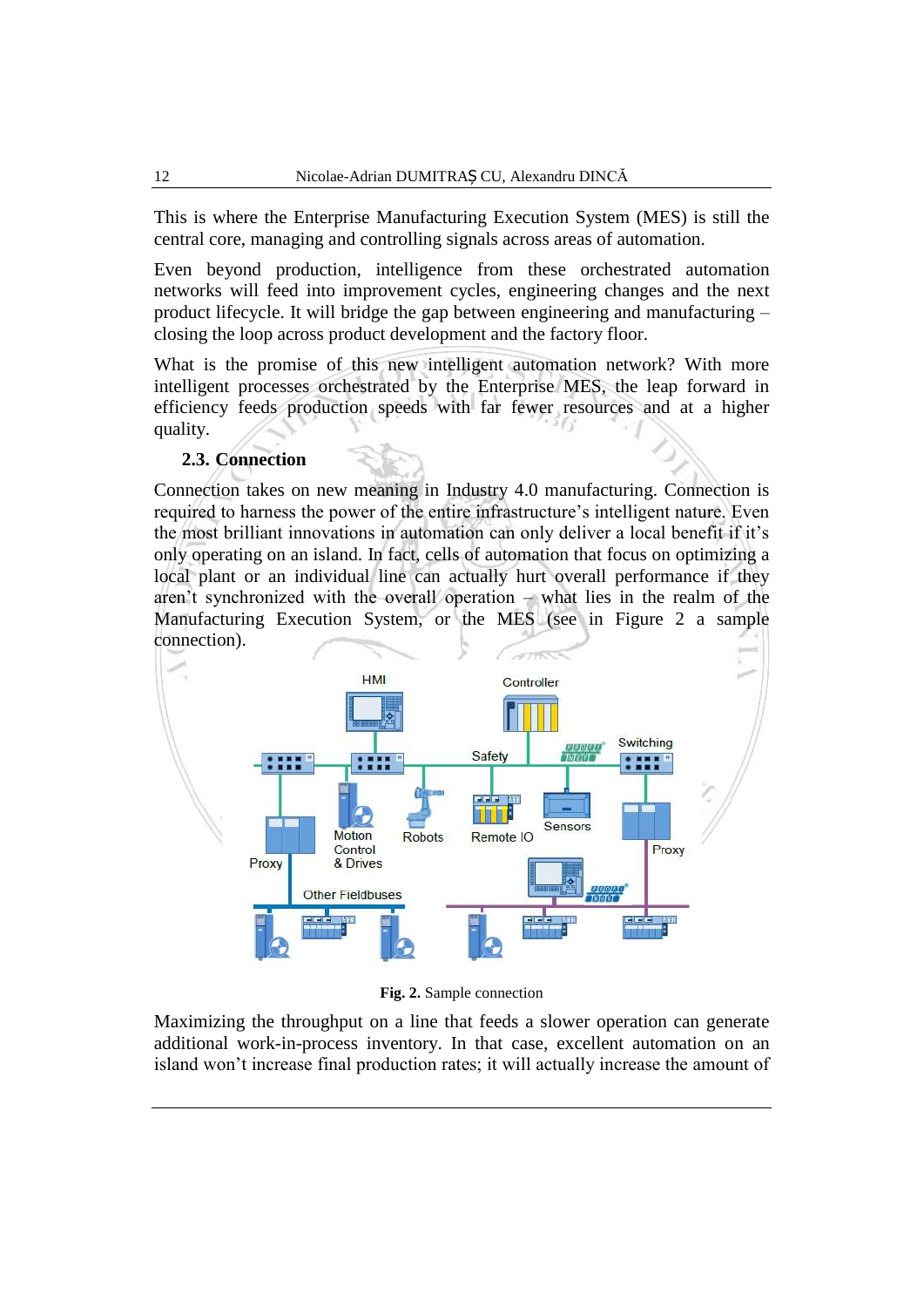This is where the Enterprise Manufacturing Execution System (MES) is still the central core, managing and controlling signals across areas of automation.

Even beyond production, intelligence from these orchestrated automation networks will feed into improvement cycles, engineering changes and the next product lifecycle. It will bridge the gap between engineering and manufacturing – closing the loop across product development and the factory floor.

What is the promise of this new intelligent automation network? With more intelligent processes orchestrated by the Enterprise MES, the leap forward in efficiency feeds production speeds with far fewer resources and at a higher quality.

### 2.3. Connection

Connection takes on new meaning in Industry 4.0 manufacturing. Connection is required to harness the power of the entire infrastructure's intelligent nature. Even the most brilliant innovations in automation can only deliver a local benefit if it's only operating on an island. In fact, cells of automation that focus on optimizing a local plant or an individual line can actually hurt overall performance if they aren't synchronized with the overall operation – what lies in the realm of the Manufacturing Execution System, or the MES (see in Figure 2 a sample connection).

**Fig. 2.** Sample connection

Maximizing the throughput on a line that feeds a slower operation can generate additional work-in-process inventory. In that case, excellent automation on an island won't increase final production rates; it will actually increase the amount of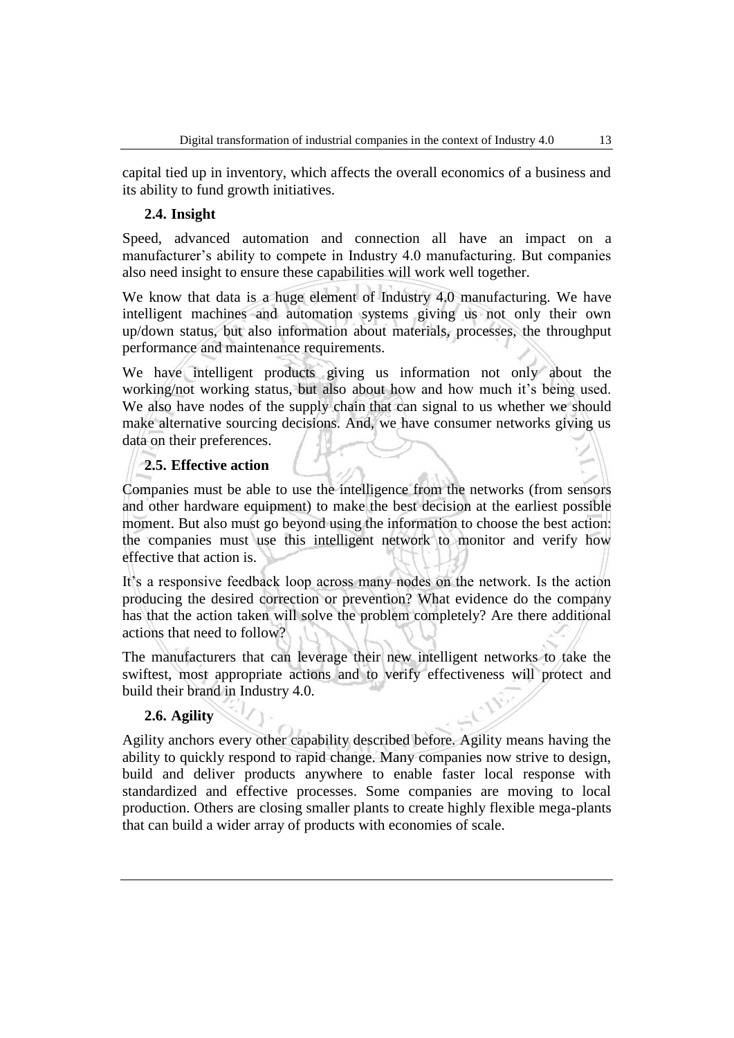capital tied up in inventory, which affects the overall economics of a business and its ability to fund growth initiatives.

### 2.4. Insight

Speed, advanced automation and connection all have an impact on a manufacturer's ability to compete in Industry 4.0 manufacturing. But companies also need insight to ensure these capabilities will work well together.

We know that data is a huge element of Industry 4.0 manufacturing. We have intelligent machines and automation systems giving us not only their own up/down status, but also information about materials, processes, the throughput performance and maintenance requirements.

We have intelligent products giving us information not only about the working/not working status, but also about how and how much it's being used. We also have nodes of the supply chain that can signal to us whether we should make alternative sourcing decisions. And, we have consumer networks giving us data on their preferences.

### 2.5. Effective action

Companies must be able to use the intelligence from the networks (from sensors and other hardware equipment) to make the best decision at the earliest possible moment. But also must go beyond using the information to choose the best action: the companies must use this intelligent network to monitor and verify how effective that action is.

It's a responsive feedback loop across many nodes on the network. Is the action producing the desired correction or prevention? What evidence do the company has that the action taken will solve the problem completely? Are there additional actions that need to follow?

The manufacturers that can leverage their new intelligent networks to take the swiftest, most appropriate actions and to verify effectiveness will protect and build their brand in Industry 4.0.

### 2.6. Agility

Agility anchors every other capability described before. Agility means having the ability to quickly respond to rapid change. Many companies now strive to design, build and deliver products anywhere to enable faster local response with standardized and effective processes. Some companies are moving to local production. Others are closing smaller plants to create highly flexible mega-plants that can build a wider array of products with economies of scale.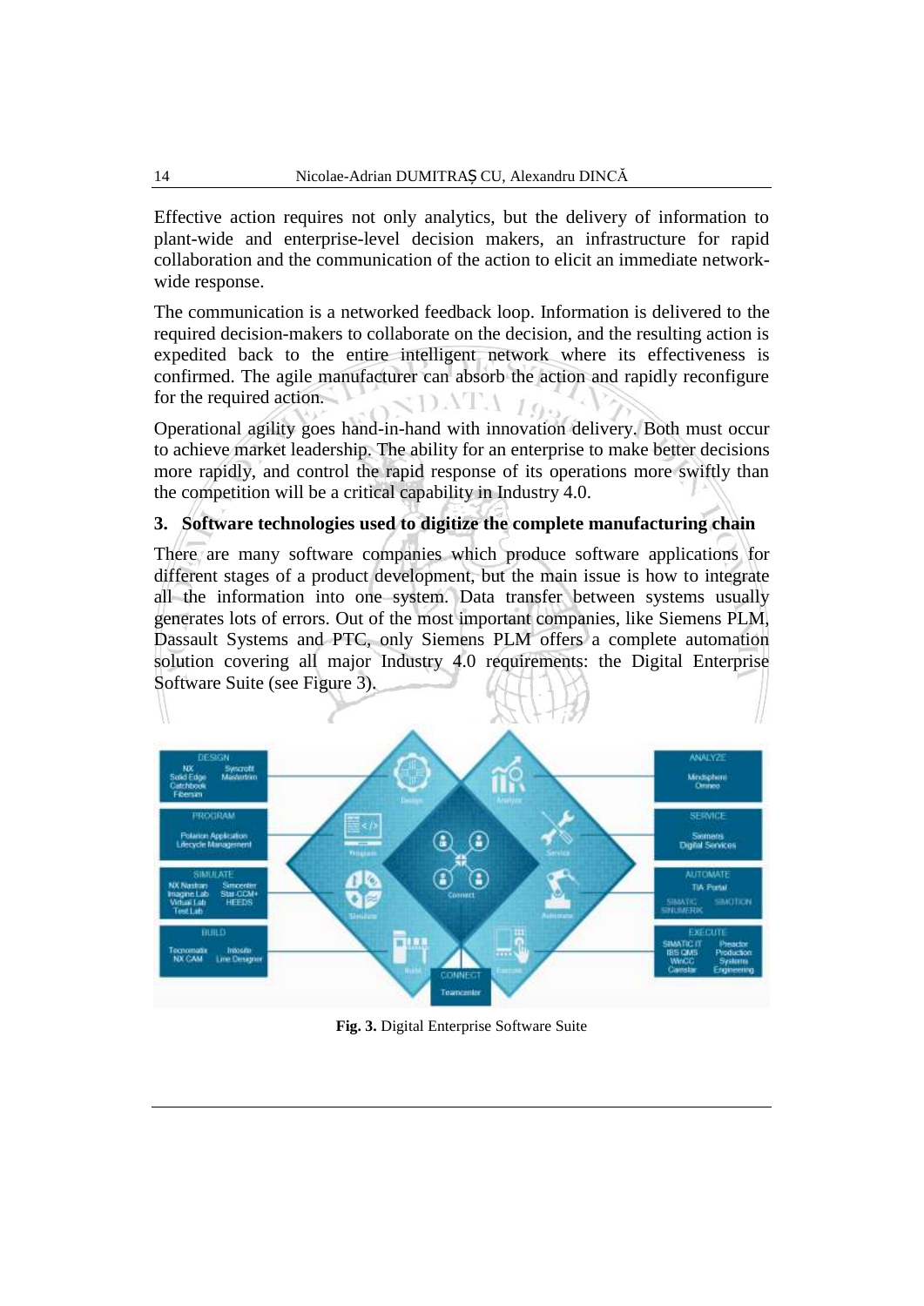Effective action requires not only analytics, but the delivery of information to plant-wide and enterprise-level decision makers, an infrastructure for rapid collaboration and the communication of the action to elicit an immediate network-wide response.

The communication is a networked feedback loop. Information is delivered to the required decision-makers to collaborate on the decision, and the resulting action is expedited back to the entire intelligent network where its effectiveness is confirmed. The agile manufacturer can absorb the action and rapidly reconfigure for the required action.

Operational agility goes hand-in-hand with innovation delivery. Both must occur to achieve market leadership. The ability for an enterprise to make better decisions more rapidly, and control the rapid response of its operations more swiftly than the competition will be a critical capability in Industry 4.0.

## 3. Software technologies used to digitize the complete manufacturing chain

There are many software companies which produce software applications for different stages of a product development, but the main issue is how to integrate all the information into one system. Data transfer between systems usually generates lots of errors. Out of the most important companies, like Siemens PLM, Dassault Systems and PTC, only Siemens PLM offers a complete automation solution covering all major Industry 4.0 requirements: the Digital Enterprise Software Suite (see Figure 3).

**Fig. 3.** Digital Enterprise Software Suite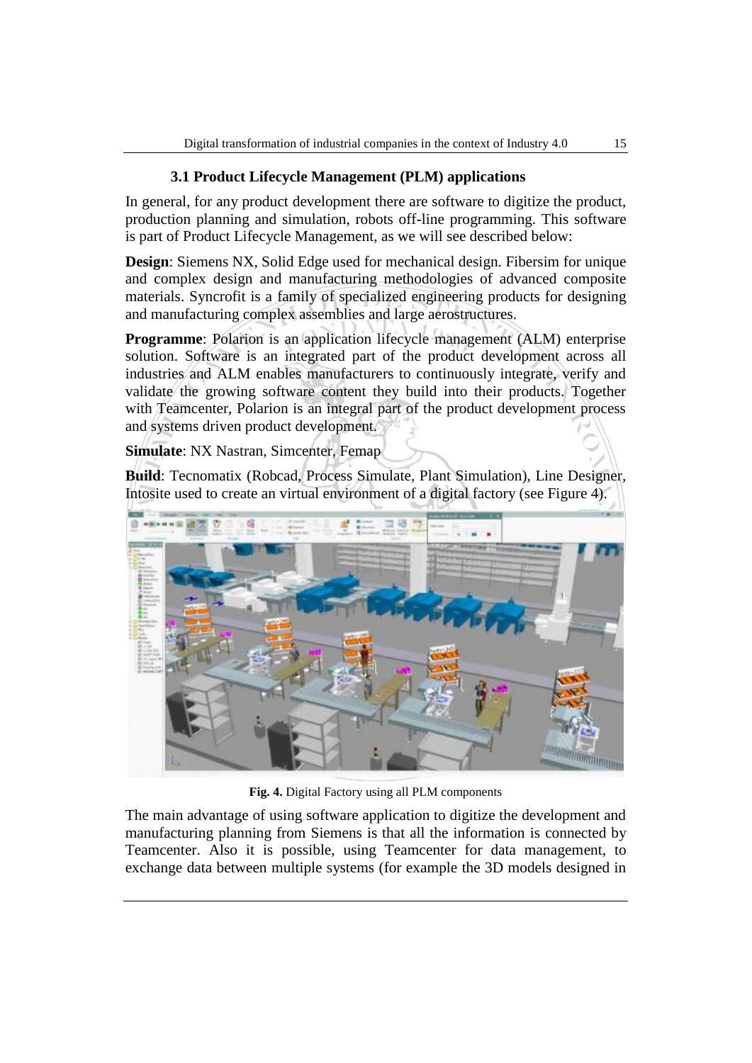### 3.1 Product Lifecycle Management (PLM) applications

In general, for any product development there are software to digitize the product, production planning and simulation, robots off-line programming. This software is part of Product Lifecycle Management, as we will see described below:

**Design**: Siemens NX, Solid Edge used for mechanical design. Fibersim for unique and complex design and manufacturing methodologies of advanced composite materials. Syncrofit is a family of specialized engineering products for designing and manufacturing complex assemblies and large aerostructures.

**Programme**: Polarion is an application lifecycle management (ALM) enterprise solution. Software is an integrated part of the product development across all industries and ALM enables manufacturers to continuously integrate, verify and validate the growing software content they build into their products. Together with Teamcenter, Polarion is an integral part of the product development process and systems driven product development.

**Simulate**: NX Nastran, Simcenter, Femap

**Build**: Tecnomatix (Robcad, Process Simulate, Plant Simulation), Line Designer, Intosite used to create an virtual environment of a digital factory (see Figure 4).

**Fig. 4.** Digital Factory using all PLM components

The main advantage of using software application to digitize the development and manufacturing planning from Siemens is that all the information is connected by Teamcenter. Also it is possible, using Teamcenter for data management, to exchange data between multiple systems (for example the 3D models designed in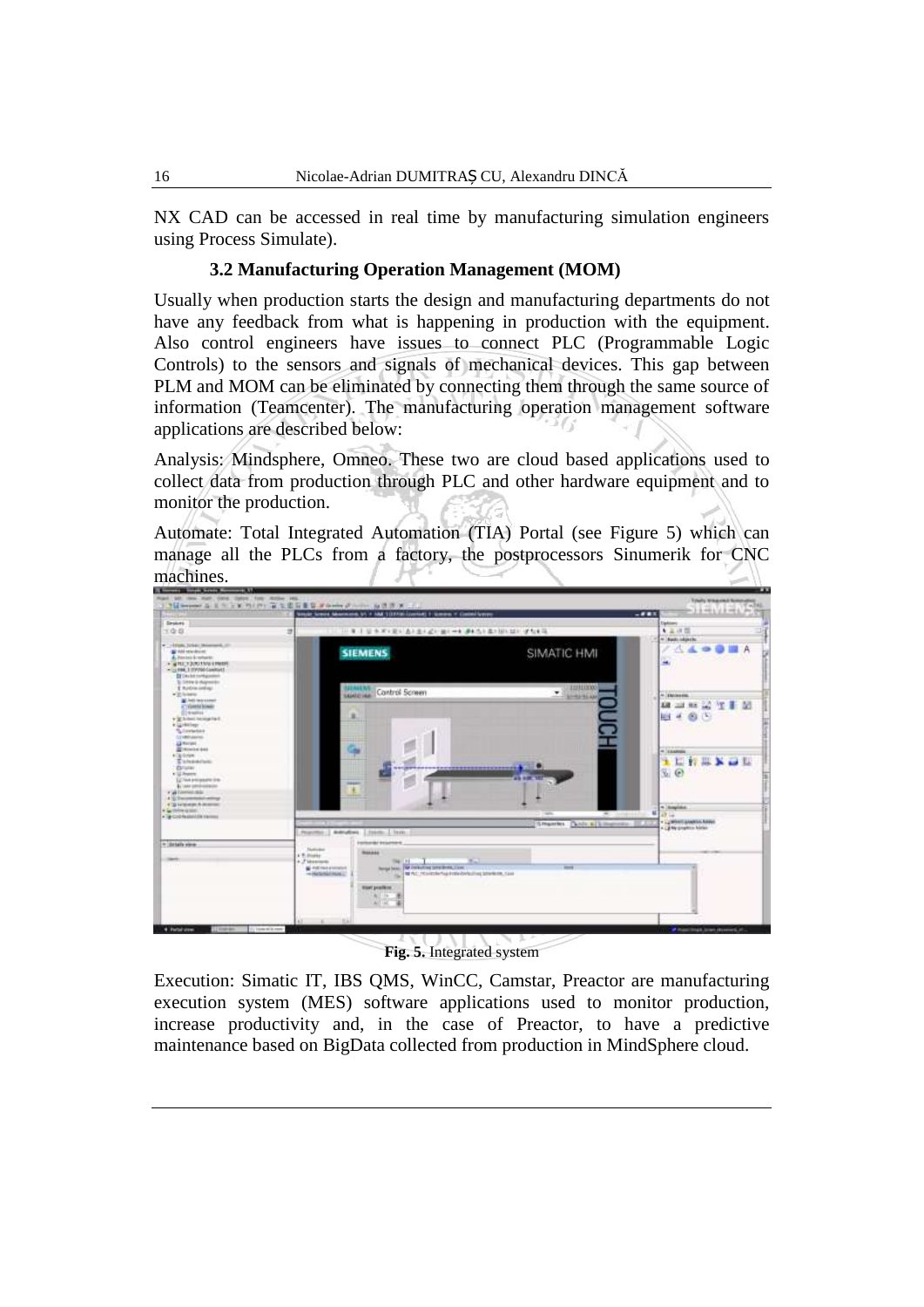NX CAD can be accessed in real time by manufacturing simulation engineers using Process Simulate).

### 3.2 Manufacturing Operation Management (MOM)

Usually when production starts the design and manufacturing departments do not have any feedback from what is happening in production with the equipment. Also control engineers have issues to connect PLC (Programmable Logic Controls) to the sensors and signals of mechanical devices. This gap between PLM and MOM can be eliminated by connecting them through the same source of information (Teamcenter). The manufacturing operation management software applications are described below:

Analysis: Mindsphere, Omneo. These two are cloud based applications used to collect data from production through PLC and other hardware equipment and to monitor the production.

Automate: Total Integrated Automation (TIA) Portal (see Figure 5) which can manage all the PLCs from a factory, the postprocessors Sinumerik for CNC machines.

**Fig. 5.** Integrated system

Execution: Simatic IT, IBS QMS, WinCC, Camstar, Preactor are manufacturing execution system (MES) software applications used to monitor production, increase productivity and, in the case of Preactor, to have a predictive maintenance based on BigData collected from production in MindSphere cloud.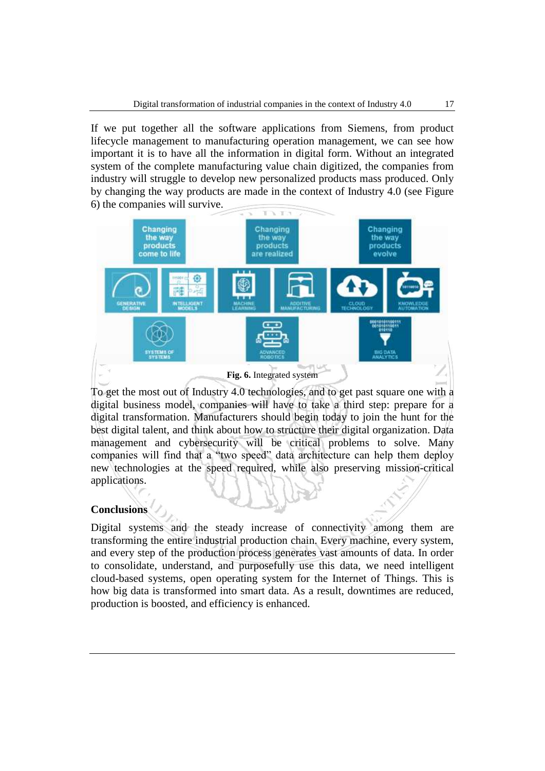If we put together all the software applications from Siemens, from product lifecycle management to manufacturing operation management, we can see how important it is to have all the information in digital form. Without an integrated system of the complete manufacturing value chain digitized, the companies from industry will struggle to develop new personalized products mass produced. Only by changing the way products are made in the context of Industry 4.0 (see Figure 6) the companies will survive.

**Fig. 6.** Integrated system

To get the most out of Industry 4.0 technologies, and to get past square one with a digital business model, companies will have to take a third step: prepare for a digital transformation. Manufacturers should begin today to join the hunt for the best digital talent, and think about how to structure their digital organization. Data management and cybersecurity will be critical problems to solve. Many companies will find that a "two speed" data architecture can help them deploy new technologies at the speed required, while also preserving mission-critical applications.

## Conclusions

Digital systems and the steady increase of connectivity among them are transforming the entire industrial production chain. Every machine, every system, and every step of the production process generates vast amounts of data. In order to consolidate, understand, and purposefully use this data, we need intelligent cloud-based systems, open operating system for the Internet of Things. This is how big data is transformed into smart data. As a result, downtimes are reduced, production is boosted, and efficiency is enhanced.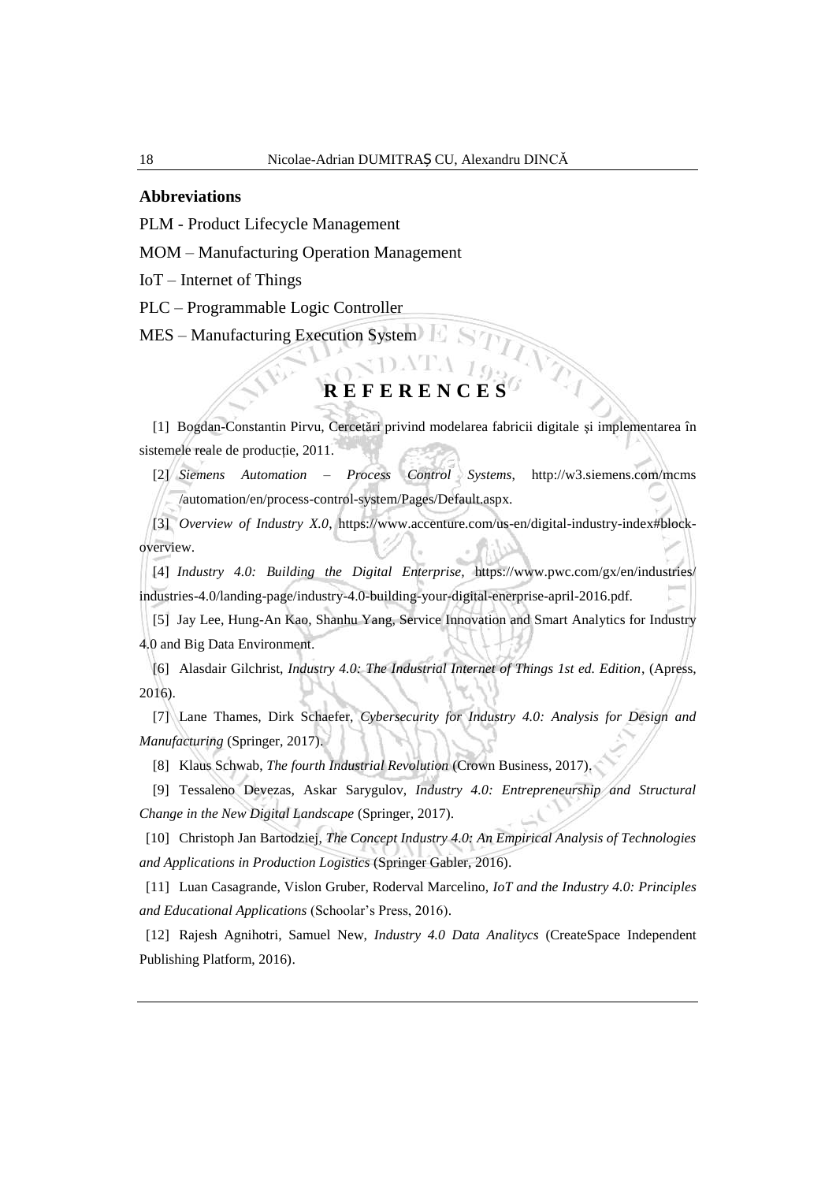**Abbreviations**

PLM - Product Lifecycle Management

MOM – Manufacturing Operation Management

IoT – Internet of Things

PLC – Programmable Logic Controller

MES – Manufacturing Execution System

## R E F E R E N C E S

[1] Bogdan-Constantin Pirvu, Cercetări privind modelarea fabricii digitale şi implementarea în sistemele reale de producție, 2011.

[2] *Siemens Automation – Process Control Systems,* http://w3.siemens.com/mcms /automation/en/process-control-system/Pages/Default.aspx.

[3] *Overview of Industry X.0,* https://www.accenture.com/us-en/digital-industry-index#block-overview.

[4] *Industry 4.0: Building the Digital Enterprise,* https://www.pwc.com/gx/en/industries/ industries-4.0/landing-page/industry-4.0-building-your-digital-enerprise-april-2016.pdf.

[5] Jay Lee, Hung-An Kao, Shanhu Yang, Service Innovation and Smart Analytics for Industry 4.0 and Big Data Environment.

[6] Alasdair Gilchrist, *Industry 4.0: The Industrial Internet of Things 1st ed. Edition*, (Apress, 2016).

[7] Lane Thames, Dirk Schaefer, *Cybersecurity for Industry 4.0: Analysis for Design and Manufacturing* (Springer, 2017).

[8] Klaus Schwab, *The fourth Industrial Revolution* (Crown Business, 2017).

[9] Tessaleno Devezas, Askar Sarygulov, *Industry 4.0: Entrepreneurship and Structural Change in the New Digital Landscape* (Springer, 2017).

[10] Christoph Jan Bartodziej, *The Concept Industry 4.0: An Empirical Analysis of Technologies and Applications in Production Logistics* (Springer Gabler, 2016).

[11] Luan Casagrande, Vislon Gruber, Roderval Marcelino, *IoT and the Industry 4.0: Principles and Educational Applications* (Schoolar's Press, 2016).

[12] Rajesh Agnihotri, Samuel New, *Industry 4.0 Data Analitycs* (CreateSpace Independent Publishing Platform, 2016).